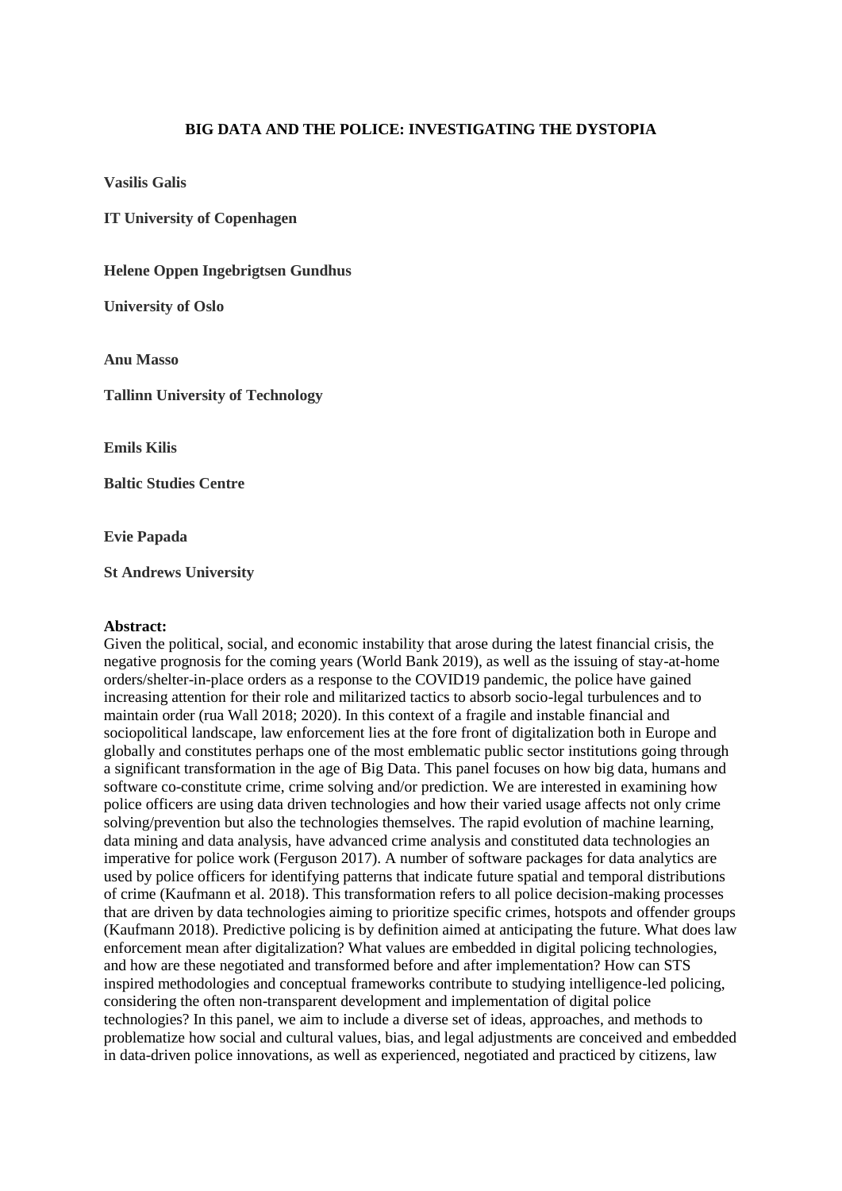# BIG DATA AND THE POLICE: INVESTIGATING THE DYSTOPIA

**Vasilis Galis**

**IT University of Copenhagen**

**Helene Oppen Ingebrigtsen Gundhus**

**University of Oslo**

**Anu Masso**

**Tallinn University of Technology**

**Emils Kilis**

**Baltic Studies Centre**

**Evie Papada**

**St Andrews University**

**Abstract:**

Given the political, social, and economic instability that arose during the latest financial crisis, the negative prognosis for the coming years (World Bank 2019), as well as the issuing of stay-at-home orders/shelter-in-place orders as a response to the COVID19 pandemic, the police have gained increasing attention for their role and militarized tactics to absorb socio-legal turbulences and to maintain order (rua Wall 2018; 2020). In this context of a fragile and instable financial and sociopolitical landscape, law enforcement lies at the fore front of digitalization both in Europe and globally and constitutes perhaps one of the most emblematic public sector institutions going through a significant transformation in the age of Big Data. This panel focuses on how big data, humans and software co-constitute crime, crime solving and/or prediction. We are interested in examining how police officers are using data driven technologies and how their varied usage affects not only crime solving/prevention but also the technologies themselves. The rapid evolution of machine learning, data mining and data analysis, have advanced crime analysis and constituted data technologies an imperative for police work (Ferguson 2017). A number of software packages for data analytics are used by police officers for identifying patterns that indicate future spatial and temporal distributions of crime (Kaufmann et al. 2018). This transformation refers to all police decision-making processes that are driven by data technologies aiming to prioritize specific crimes, hotspots and offender groups (Kaufmann 2018). Predictive policing is by definition aimed at anticipating the future. What does law enforcement mean after digitalization? What values are embedded in digital policing technologies, and how are these negotiated and transformed before and after implementation? How can STS inspired methodologies and conceptual frameworks contribute to studying intelligence-led policing, considering the often non-transparent development and implementation of digital police technologies? In this panel, we aim to include a diverse set of ideas, approaches, and methods to problematize how social and cultural values, bias, and legal adjustments are conceived and embedded in data-driven police innovations, as well as experienced, negotiated and practiced by citizens, law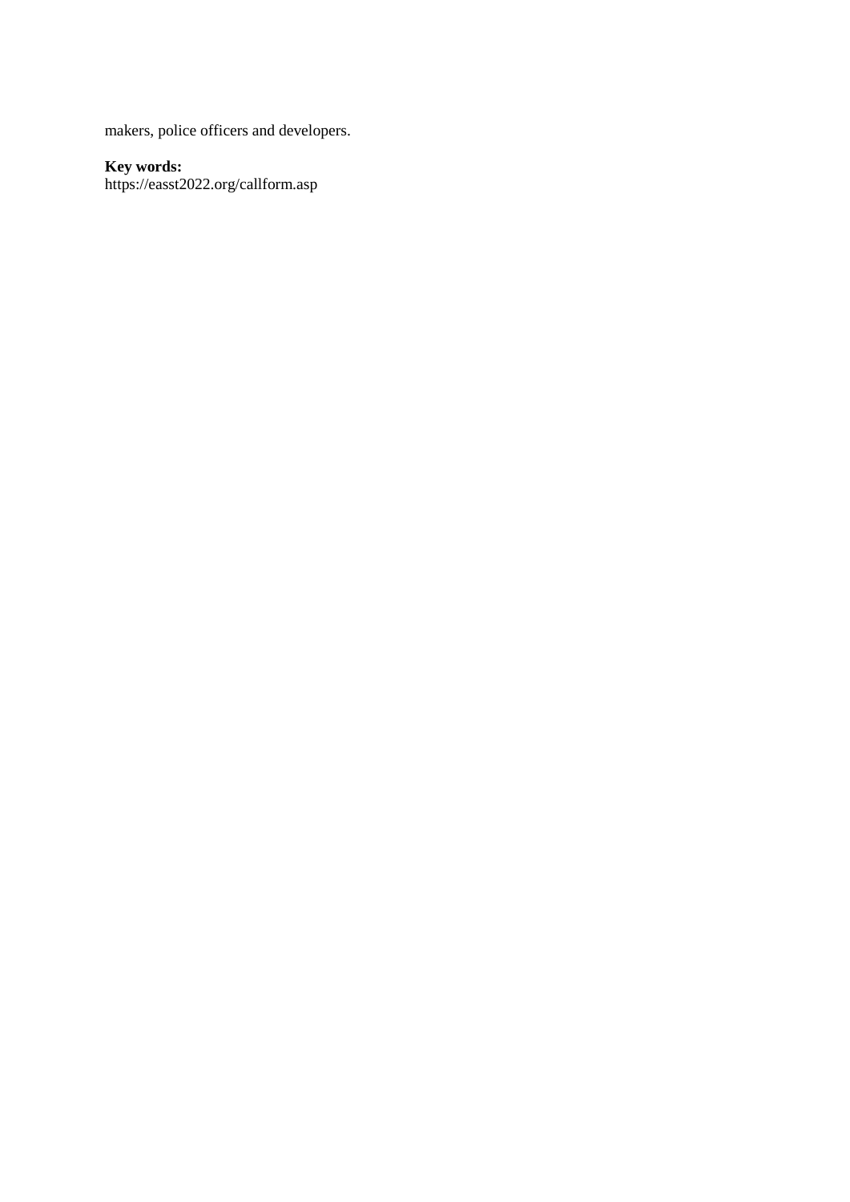makers, police officers and developers.

**Key words:**
https://easst2022.org/callform.asp